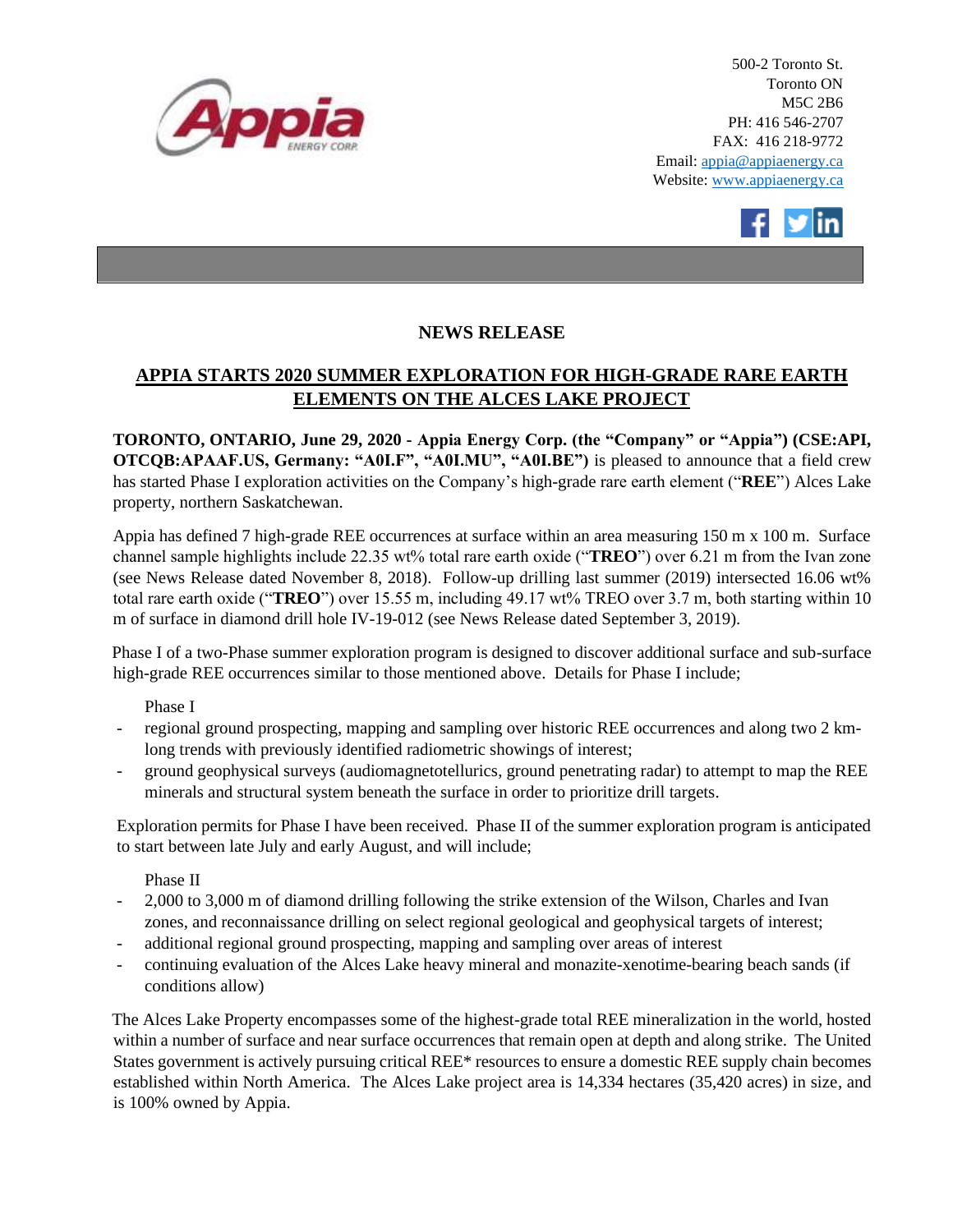500-2 Toronto St.
Toronto ON
M5C 2B6
PH: 416 546-2707
FAX: 416 218-9772
Email: appia@appiaenergy.ca
Website: www.appiaenergy.ca

## NEWS RELEASE

## APPIA STARTS 2020 SUMMER EXPLORATION FOR HIGH-GRADE RARE EARTH ELEMENTS ON THE ALCES LAKE PROJECT

**TORONTO, ONTARIO, June 29, 2020 - Appia Energy Corp. (the "Company" or "Appia") (CSE:API, OTCQB:APAAF.US, Germany: "A0I.F", "A0I.MU", "A0I.BE")** is pleased to announce that a field crew has started Phase I exploration activities on the Company's high-grade rare earth element ("**REE**") Alces Lake property, northern Saskatchewan.

Appia has defined 7 high-grade REE occurrences at surface within an area measuring 150 m x 100 m. Surface channel sample highlights include 22.35 wt% total rare earth oxide ("**TREO**") over 6.21 m from the Ivan zone (see News Release dated November 8, 2018). Follow-up drilling last summer (2019) intersected 16.06 wt% total rare earth oxide ("**TREO**") over 15.55 m, including 49.17 wt% TREO over 3.7 m, both starting within 10 m of surface in diamond drill hole IV-19-012 (see News Release dated September 3, 2019).

Phase I of a two-Phase summer exploration program is designed to discover additional surface and sub-surface high-grade REE occurrences similar to those mentioned above. Details for Phase I include;

Phase I

- regional ground prospecting, mapping and sampling over historic REE occurrences and along two 2 km-long trends with previously identified radiometric showings of interest;
- ground geophysical surveys (audiomagnetotellurics, ground penetrating radar) to attempt to map the REE minerals and structural system beneath the surface in order to prioritize drill targets.

Exploration permits for Phase I have been received. Phase II of the summer exploration program is anticipated to start between late July and early August, and will include;

Phase II

- 2,000 to 3,000 m of diamond drilling following the strike extension of the Wilson, Charles and Ivan zones, and reconnaissance drilling on select regional geological and geophysical targets of interest;
- additional regional ground prospecting, mapping and sampling over areas of interest
- continuing evaluation of the Alces Lake heavy mineral and monazite-xenotime-bearing beach sands (if conditions allow)

The Alces Lake Property encompasses some of the highest-grade total REE mineralization in the world, hosted within a number of surface and near surface occurrences that remain open at depth and along strike. The United States government is actively pursuing critical REE* resources to ensure a domestic REE supply chain becomes established within North America. The Alces Lake project area is 14,334 hectares (35,420 acres) in size, and is 100% owned by Appia.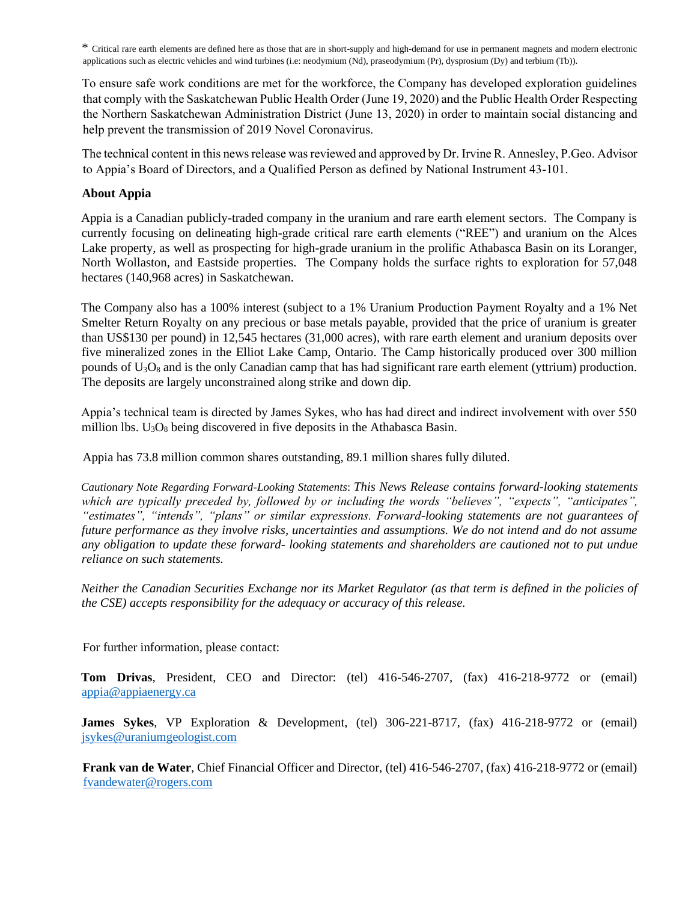* Critical rare earth elements are defined here as those that are in short-supply and high-demand for use in permanent magnets and modern electronic applications such as electric vehicles and wind turbines (i.e: neodymium (Nd), praseodymium (Pr), dysprosium (Dy) and terbium (Tb)).

To ensure safe work conditions are met for the workforce, the Company has developed exploration guidelines that comply with the Saskatchewan Public Health Order (June 19, 2020) and the Public Health Order Respecting the Northern Saskatchewan Administration District (June 13, 2020) in order to maintain social distancing and help prevent the transmission of 2019 Novel Coronavirus.

The technical content in this news release was reviewed and approved by Dr. Irvine R. Annesley, P.Geo. Advisor to Appia's Board of Directors, and a Qualified Person as defined by National Instrument 43-101.

**About Appia**

Appia is a Canadian publicly-traded company in the uranium and rare earth element sectors. The Company is currently focusing on delineating high-grade critical rare earth elements ("REE") and uranium on the Alces Lake property, as well as prospecting for high-grade uranium in the prolific Athabasca Basin on its Loranger, North Wollaston, and Eastside properties. The Company holds the surface rights to exploration for 57,048 hectares (140,968 acres) in Saskatchewan.

The Company also has a 100% interest (subject to a 1% Uranium Production Payment Royalty and a 1% Net Smelter Return Royalty on any precious or base metals payable, provided that the price of uranium is greater than US$130 per pound) in 12,545 hectares (31,000 acres), with rare earth element and uranium deposits over five mineralized zones in the Elliot Lake Camp, Ontario. The Camp historically produced over 300 million pounds of $U_3O_8$ and is the only Canadian camp that has had significant rare earth element (yttrium) production. The deposits are largely unconstrained along strike and down dip.

Appia's technical team is directed by James Sykes, who has had direct and indirect involvement with over 550 million lbs. $U_3O_8$ being discovered in five deposits in the Athabasca Basin.

Appia has 73.8 million common shares outstanding, 89.1 million shares fully diluted.

*Cautionary Note Regarding Forward-Looking Statements: This News Release contains forward-looking statements which are typically preceded by, followed by or including the words "believes", "expects", "anticipates", "estimates", "intends", "plans" or similar expressions. Forward-looking statements are not guarantees of future performance as they involve risks, uncertainties and assumptions. We do not intend and do not assume any obligation to update these forward- looking statements and shareholders are cautioned not to put undue reliance on such statements.*

*Neither the Canadian Securities Exchange nor its Market Regulator (as that term is defined in the policies of the CSE) accepts responsibility for the adequacy or accuracy of this release.*

For further information, please contact:

**Tom Drivas**, President, CEO and Director: (tel) 416-546-2707, (fax) 416-218-9772 or (email) appia@appiaenergy.ca

**James Sykes**, VP Exploration & Development, (tel) 306-221-8717, (fax) 416-218-9772 or (email) jsykes@uraniumgeologist.com

**Frank van de Water**, Chief Financial Officer and Director, (tel) 416-546-2707, (fax) 416-218-9772 or (email) fvandewater@rogers.com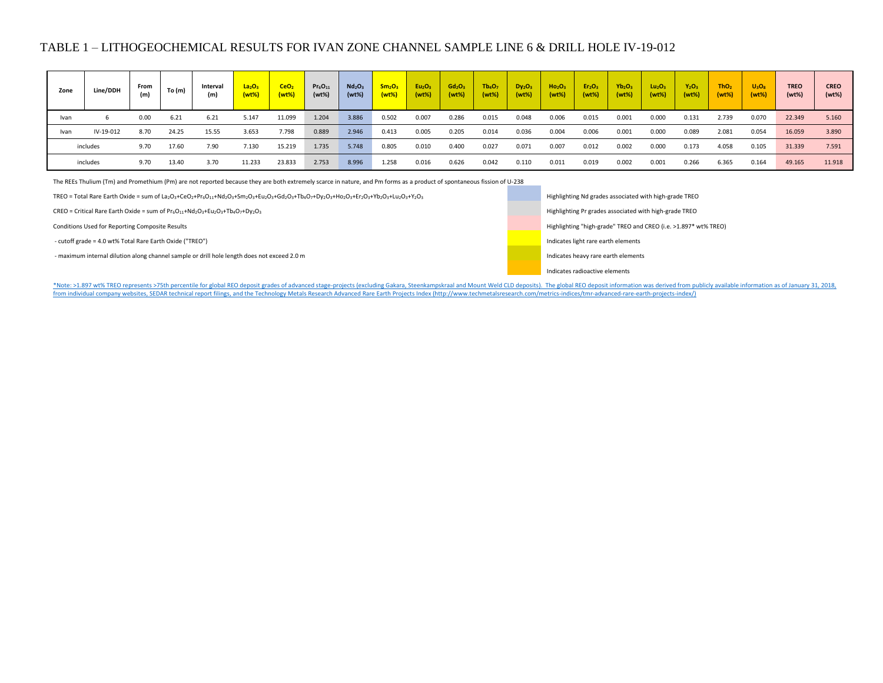# TABLE 1 – LITHOGEOCHEMICAL RESULTS FOR IVAN ZONE CHANNEL SAMPLE LINE 6 & DRILL HOLE IV-19-012

| Zone | Line/DDH | From (m) | To (m) | Interval (m) | $La_2O_3$ (wt%) | $CeO_2$ (wt%) | $Pr_6O_{11}$ (wt%) | $Nd_2O_3$ (wt%) | $Sm_2O_3$ (wt%) | $Eu_2O_3$ (wt%) | $Gd_2O_3$ (wt%) | $Tb_4O_7$ (wt%) | $Dy_2O_3$ (wt%) | $Ho_2O_3$ (wt%) | $Er_2O_3$ (wt%) | $Yb_2O_3$ (wt%) | $Lu_2O_3$ (wt%) | $Y_2O_3$ (wt%) | $ThO_2$ (wt%) | $U_3O_8$ (wt%) | TREO (wt%) | CREO (wt%) |
|---|---|---|---|---|---|---|---|---|---|---|---|---|---|---|---|---|---|---|---|---|---|---|
| Ivan | 6 | 0.00 | 6.21 | 6.21 | 5.147 | 11.099 | 1.204 | 3.886 | 0.502 | 0.007 | 0.286 | 0.015 | 0.048 | 0.006 | 0.015 | 0.001 | 0.000 | 0.131 | 2.739 | 0.070 | 22.349 | 5.160 |
| Ivan | IV-19-012 | 8.70 | 24.25 | 15.55 | 3.653 | 7.798 | 0.889 | 2.946 | 0.413 | 0.005 | 0.205 | 0.014 | 0.036 | 0.004 | 0.006 | 0.001 | 0.000 | 0.089 | 2.081 | 0.054 | 16.059 | 3.890 |
| includes | | 9.70 | 17.60 | 7.90 | 7.130 | 15.219 | 1.735 | 5.748 | 0.805 | 0.010 | 0.400 | 0.027 | 0.071 | 0.007 | 0.012 | 0.002 | 0.000 | 0.173 | 4.058 | 0.105 | 31.339 | 7.591 |
| includes | | 9.70 | 13.40 | 3.70 | 11.233 | 23.833 | 2.753 | 8.996 | 1.258 | 0.016 | 0.626 | 0.042 | 0.110 | 0.011 | 0.019 | 0.002 | 0.001 | 0.266 | 6.365 | 0.164 | 49.165 | 11.918 |

The REEs Thulium (Tm) and Promethium (Pm) are not reported because they are both extremely scarce in nature, and Pm forms as a product of spontaneous fission of U-238

TREO = Total Rare Earth Oxide = sum of $La_2O_3$+$CeO_2$+$Pr_6O_{11}$+$Nd_2O_3$+$Sm_2O_3$+$Eu_2O_3$+$Gd_2O_3$+$Tb_4O_7$+$Dy_2O_3$+$Ho_2O_3$+$Er_2O_3$+$Yb_2O_3$+$Lu_2O_3$+$Y_2O_3$

CREO = Critical Rare Earth Oxide = sum of $Pr_6O_{11}$+$Nd_2O_3$+$Eu_2O_3$+$Tb_4O_7$+$Dy_2O_3$

Conditions Used for Reporting Composite Results

- cutoff grade = 4.0 wt% Total Rare Earth Oxide ("TREO")
- maximum internal dilution along channel sample or drill hole length does not exceed 2.0 m

Highlighting Nd grades associated with high-grade TREO

Highlighting Pr grades associated with high-grade TREO

Highlighting "high-grade" TREO and CREO (i.e. >1.897* wt% TREO)

Indicates light rare earth elements

Indicates heavy rare earth elements

Indicates radioactive elements

*Note: >1.897 wt% TREO represents >75th percentile for global REO deposit grades of advanced stage-projects (excluding Gakara, Steenkampskraal and Mount Weld CLD deposits). The global REO deposit information was derived from publicly available information as of January 31, 2018, from individual company websites, SEDAR technical report filings, and the Technology Metals Research Advanced Rare Earth Projects Index (http://www.techmetalsresearch.com/metrics-indices/tmr-advanced-rare-earth-projects-index/)